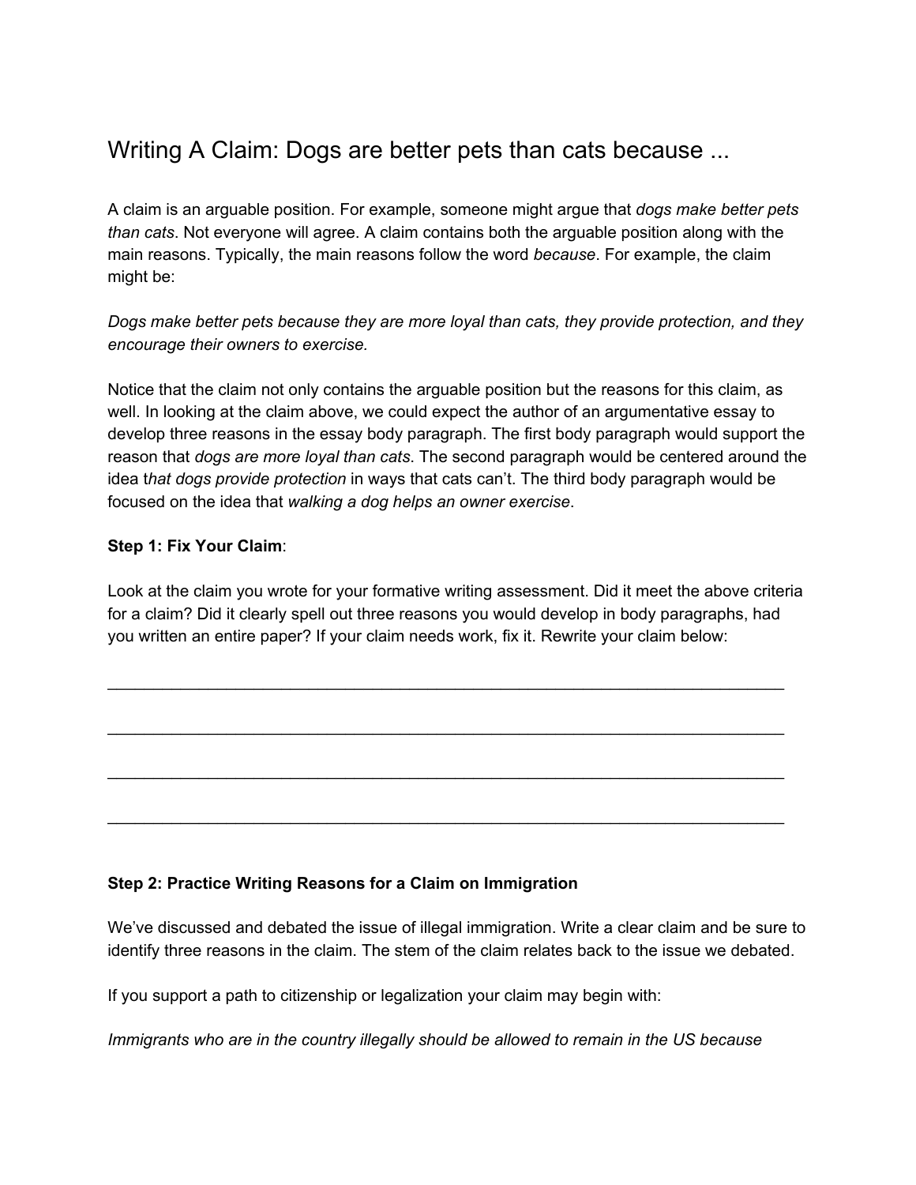# Writing A Claim: Dogs are better pets than cats because ...

A claim is an arguable position. For example, someone might argue that *dogs make better pets than cats*. Not everyone will agree. A claim contains both the arguable position along with the main reasons. Typically, the main reasons follow the word *because*. For example, the claim might be:

*Dogs make better pets because they are more loyal than cats, they provide protection, and they encourage their owners to exercise.*

Notice that the claim not only contains the arguable position but the reasons for this claim, as well. In looking at the claim above, we could expect the author of an argumentative essay to develop three reasons in the essay body paragraph. The first body paragraph would support the reason that *dogs are more loyal than cats*. The second paragraph would be centered around the idea t*hat dogs provide protection* in ways that cats can't. The third body paragraph would be focused on the idea that *walking a dog helps an owner exercise*.

**Step 1: Fix Your Claim**:

Look at the claim you wrote for your formative writing assessment. Did it meet the above criteria for a claim? Did it clearly spell out three reasons you would develop in body paragraphs, had you written an entire paper? If your claim needs work, fix it. Rewrite your claim below:

_______________________________________________________________________________

_______________________________________________________________________________

_______________________________________________________________________________

_______________________________________________________________________________

**Step 2: Practice Writing Reasons for a Claim on Immigration**

We've discussed and debated the issue of illegal immigration. Write a clear claim and be sure to identify three reasons in the claim. The stem of the claim relates back to the issue we debated.

If you support a path to citizenship or legalization your claim may begin with:

*Immigrants who are in the country illegally should be allowed to remain in the US because*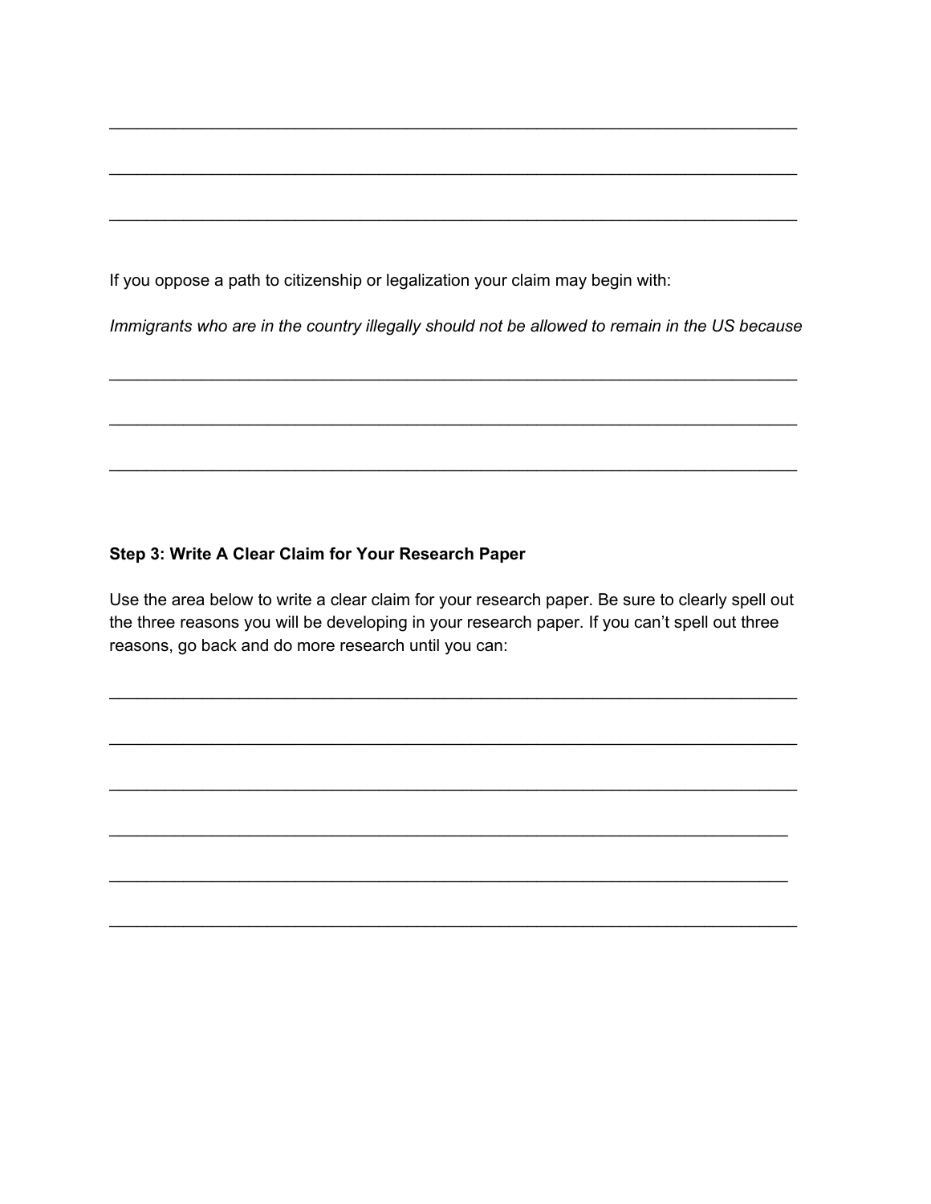\_\_\_\_\_\_\_\_\_\_\_\_\_\_\_\_\_\_\_\_\_\_\_\_\_\_\_\_\_\_\_\_\_\_\_\_\_\_\_\_\_\_\_\_\_\_\_\_\_\_\_\_\_\_\_\_\_\_\_\_\_\_\_\_\_\_\_\_\_\_

\_\_\_\_\_\_\_\_\_\_\_\_\_\_\_\_\_\_\_\_\_\_\_\_\_\_\_\_\_\_\_\_\_\_\_\_\_\_\_\_\_\_\_\_\_\_\_\_\_\_\_\_\_\_\_\_\_\_\_\_\_\_\_\_\_\_\_\_\_\_

\_\_\_\_\_\_\_\_\_\_\_\_\_\_\_\_\_\_\_\_\_\_\_\_\_\_\_\_\_\_\_\_\_\_\_\_\_\_\_\_\_\_\_\_\_\_\_\_\_\_\_\_\_\_\_\_\_\_\_\_\_\_\_\_\_\_\_\_\_\_

If you oppose a path to citizenship or legalization your claim may begin with:

*Immigrants who are in the country illegally should not be allowed to remain in the US because*

\_\_\_\_\_\_\_\_\_\_\_\_\_\_\_\_\_\_\_\_\_\_\_\_\_\_\_\_\_\_\_\_\_\_\_\_\_\_\_\_\_\_\_\_\_\_\_\_\_\_\_\_\_\_\_\_\_\_\_\_\_\_\_\_\_\_\_\_\_\_

\_\_\_\_\_\_\_\_\_\_\_\_\_\_\_\_\_\_\_\_\_\_\_\_\_\_\_\_\_\_\_\_\_\_\_\_\_\_\_\_\_\_\_\_\_\_\_\_\_\_\_\_\_\_\_\_\_\_\_\_\_\_\_\_\_\_\_\_\_\_

\_\_\_\_\_\_\_\_\_\_\_\_\_\_\_\_\_\_\_\_\_\_\_\_\_\_\_\_\_\_\_\_\_\_\_\_\_\_\_\_\_\_\_\_\_\_\_\_\_\_\_\_\_\_\_\_\_\_\_\_\_\_\_\_\_\_\_\_\_\_

**Step 3: Write A Clear Claim for Your Research Paper**

Use the area below to write a clear claim for your research paper. Be sure to clearly spell out the three reasons you will be developing in your research paper. If you can't spell out three reasons, go back and do more research until you can:

\_\_\_\_\_\_\_\_\_\_\_\_\_\_\_\_\_\_\_\_\_\_\_\_\_\_\_\_\_\_\_\_\_\_\_\_\_\_\_\_\_\_\_\_\_\_\_\_\_\_\_\_\_\_\_\_\_\_\_\_\_\_\_\_\_\_\_\_\_\_

\_\_\_\_\_\_\_\_\_\_\_\_\_\_\_\_\_\_\_\_\_\_\_\_\_\_\_\_\_\_\_\_\_\_\_\_\_\_\_\_\_\_\_\_\_\_\_\_\_\_\_\_\_\_\_\_\_\_\_\_\_\_\_\_\_\_\_\_\_\_

\_\_\_\_\_\_\_\_\_\_\_\_\_\_\_\_\_\_\_\_\_\_\_\_\_\_\_\_\_\_\_\_\_\_\_\_\_\_\_\_\_\_\_\_\_\_\_\_\_\_\_\_\_\_\_\_\_\_\_\_\_\_\_\_\_\_\_\_\_\_

\_\_\_\_\_\_\_\_\_\_\_\_\_\_\_\_\_\_\_\_\_\_\_\_\_\_\_\_\_\_\_\_\_\_\_\_\_\_\_\_\_\_\_\_\_\_\_\_\_\_\_\_\_\_\_\_\_\_\_\_\_\_\_\_\_\_\_\_\_\_

\_\_\_\_\_\_\_\_\_\_\_\_\_\_\_\_\_\_\_\_\_\_\_\_\_\_\_\_\_\_\_\_\_\_\_\_\_\_\_\_\_\_\_\_\_\_\_\_\_\_\_\_\_\_\_\_\_\_\_\_\_\_\_\_\_\_\_\_\_\_

\_\_\_\_\_\_\_\_\_\_\_\_\_\_\_\_\_\_\_\_\_\_\_\_\_\_\_\_\_\_\_\_\_\_\_\_\_\_\_\_\_\_\_\_\_\_\_\_\_\_\_\_\_\_\_\_\_\_\_\_\_\_\_\_\_\_\_\_\_\_